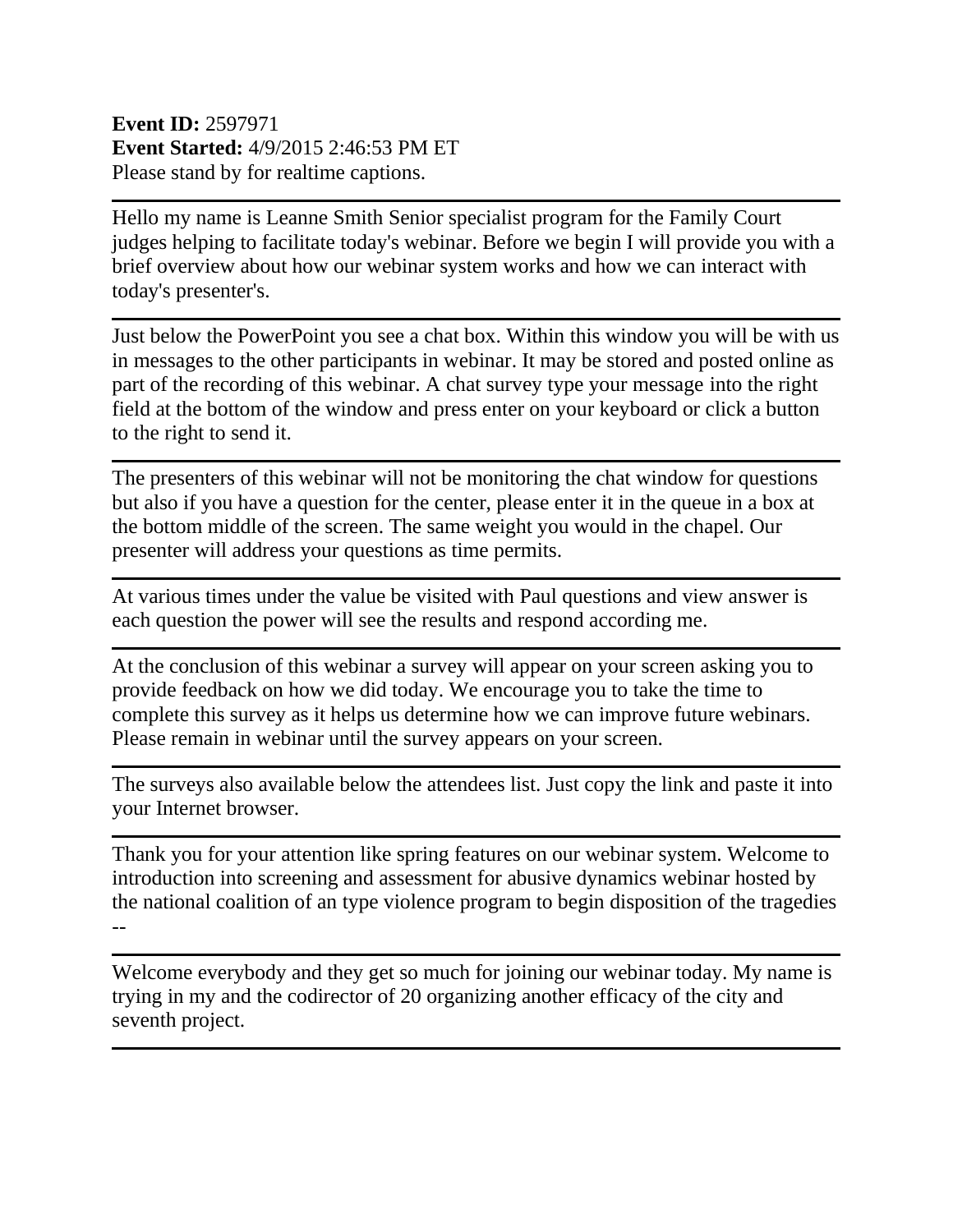**Event ID:** 2597971
**Event Started:** 4/9/2015 2:46:53 PM ET
Please stand by for realtime captions.

---

Hello my name is Leanne Smith Senior specialist program for the Family Court judges helping to facilitate today's webinar. Before we begin I will provide you with a brief overview about how our webinar system works and how we can interact with today's presenter's.

---

Just below the PowerPoint you see a chat box. Within this window you will be with us in messages to the other participants in webinar. It may be stored and posted online as part of the recording of this webinar. A chat survey type your message into the right field at the bottom of the window and press enter on your keyboard or click a button to the right to send it.

---

The presenters of this webinar will not be monitoring the chat window for questions but also if you have a question for the center, please enter it in the queue in a box at the bottom middle of the screen. The same weight you would in the chapel. Our presenter will address your questions as time permits.

---

At various times under the value be visited with Paul questions and view answer is each question the power will see the results and respond according me.

---

At the conclusion of this webinar a survey will appear on your screen asking you to provide feedback on how we did today. We encourage you to take the time to complete this survey as it helps us determine how we can improve future webinars. Please remain in webinar until the survey appears on your screen.

---

The surveys also available below the attendees list. Just copy the link and paste it into your Internet browser.

---

Thank you for your attention like spring features on our webinar system. Welcome to introduction into screening and assessment for abusive dynamics webinar hosted by the national coalition of an type violence program to begin disposition of the tragedies --

---

Welcome everybody and they get so much for joining our webinar today. My name is trying in my and the codirector of 20 organizing another efficacy of the city and seventh project.

---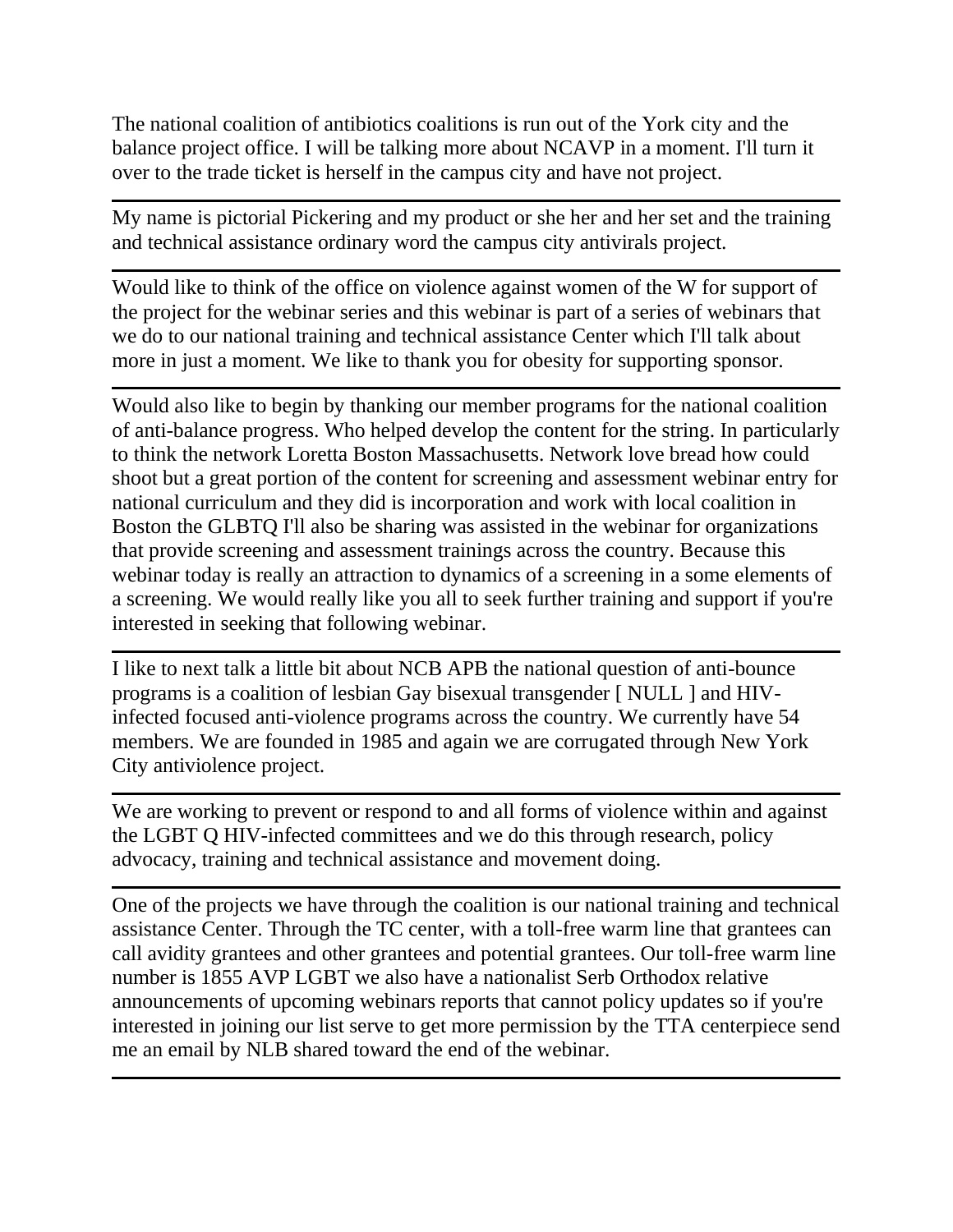The national coalition of antibiotics coalitions is run out of the York city and the balance project office. I will be talking more about NCAVP in a moment. I'll turn it over to the trade ticket is herself in the campus city and have not project.

---

My name is pictorial Pickering and my product or she her and her set and the training and technical assistance ordinary word the campus city antivirals project.

---

Would like to think of the office on violence against women of the W for support of the project for the webinar series and this webinar is part of a series of webinars that we do to our national training and technical assistance Center which I'll talk about more in just a moment. We like to thank you for obesity for supporting sponsor.

---

Would also like to begin by thanking our member programs for the national coalition of anti-balance progress. Who helped develop the content for the string. In particularly to think the network Loretta Boston Massachusetts. Network love bread how could shoot but a great portion of the content for screening and assessment webinar entry for national curriculum and they did is incorporation and work with local coalition in Boston the GLBTQ I'll also be sharing was assisted in the webinar for organizations that provide screening and assessment trainings across the country. Because this webinar today is really an attraction to dynamics of a screening in a some elements of a screening. We would really like you all to seek further training and support if you're interested in seeking that following webinar.

---

I like to next talk a little bit about NCB APB the national question of anti-bounce programs is a coalition of lesbian Gay bisexual transgender [ NULL ] and HIV-infected focused anti-violence programs across the country. We currently have 54 members. We are founded in 1985 and again we are corrugated through New York City antiviolence project.

---

We are working to prevent or respond to and all forms of violence within and against the LGBT Q HIV-infected committees and we do this through research, policy advocacy, training and technical assistance and movement doing.

---

One of the projects we have through the coalition is our national training and technical assistance Center. Through the TC center, with a toll-free warm line that grantees can call avidity grantees and other grantees and potential grantees. Our toll-free warm line number is 1855 AVP LGBT we also have a nationalist Serb Orthodox relative announcements of upcoming webinars reports that cannot policy updates so if you're interested in joining our list serve to get more permission by the TTA centerpiece send me an email by NLB shared toward the end of the webinar.

---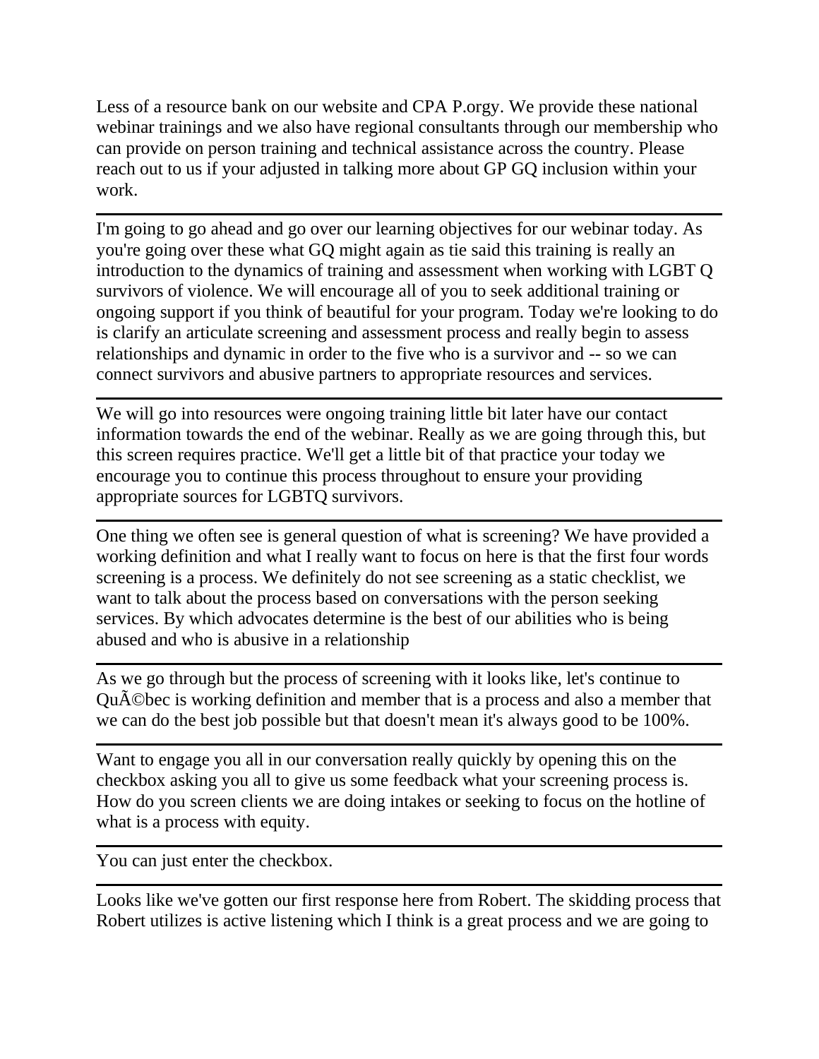Less of a resource bank on our website and CPA P.orgy. We provide these national webinar trainings and we also have regional consultants through our membership who can provide on person training and technical assistance across the country. Please reach out to us if your adjusted in talking more about GP GQ inclusion within your work.

---

I'm going to go ahead and go over our learning objectives for our webinar today. As you're going over these what GQ might again as tie said this training is really an introduction to the dynamics of training and assessment when working with LGBT Q survivors of violence. We will encourage all of you to seek additional training or ongoing support if you think of beautiful for your program. Today we're looking to do is clarify an articulate screening and assessment process and really begin to assess relationships and dynamic in order to the five who is a survivor and -- so we can connect survivors and abusive partners to appropriate resources and services.

---

We will go into resources were ongoing training little bit later have our contact information towards the end of the webinar. Really as we are going through this, but this screen requires practice. We'll get a little bit of that practice your today we encourage you to continue this process throughout to ensure your providing appropriate sources for LGBTQ survivors.

---

One thing we often see is general question of what is screening? We have provided a working definition and what I really want to focus on here is that the first four words screening is a process. We definitely do not see screening as a static checklist, we want to talk about the process based on conversations with the person seeking services. By which advocates determine is the best of our abilities who is being abused and who is abusive in a relationship

---

As we go through but the process of screening with it looks like, let's continue to QuÃ©bec is working definition and member that is a process and also a member that we can do the best job possible but that doesn't mean it's always good to be 100%.

---

Want to engage you all in our conversation really quickly by opening this on the checkbox asking you all to give us some feedback what your screening process is. How do you screen clients we are doing intakes or seeking to focus on the hotline of what is a process with equity.

---

You can just enter the checkbox.

---

Looks like we've gotten our first response here from Robert. The skidding process that Robert utilizes is active listening which I think is a great process and we are going to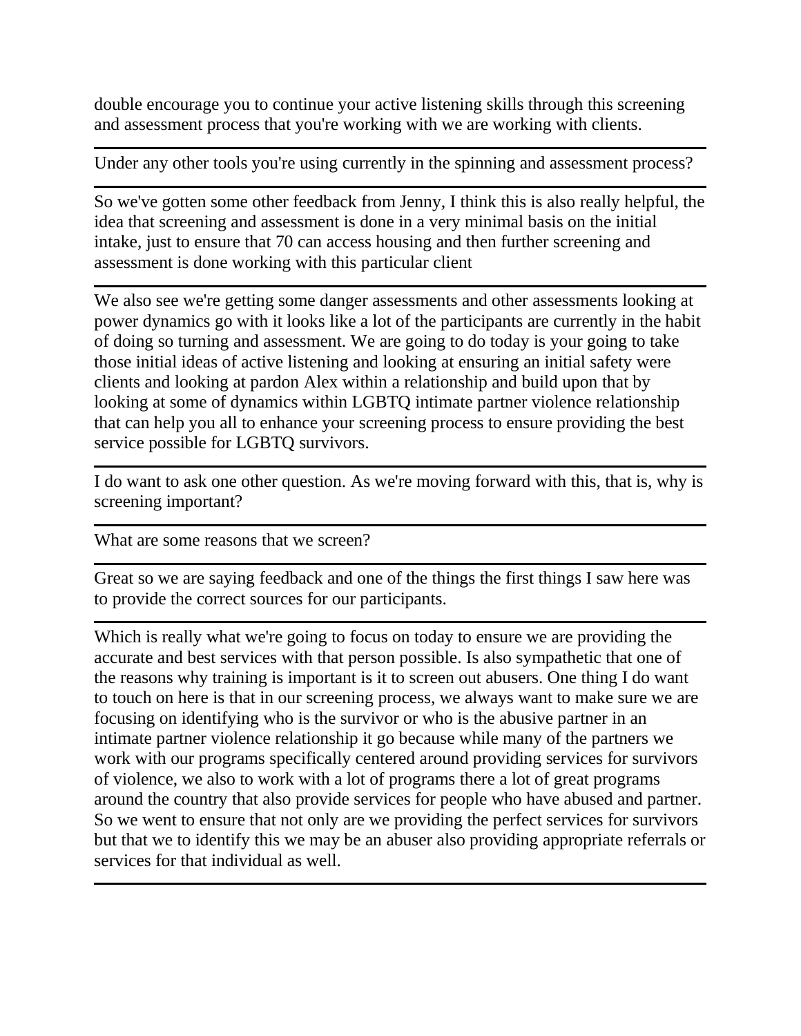double encourage you to continue your active listening skills through this screening and assessment process that you're working with we are working with clients.

---

Under any other tools you're using currently in the spinning and assessment process?

---

So we've gotten some other feedback from Jenny, I think this is also really helpful, the idea that screening and assessment is done in a very minimal basis on the initial intake, just to ensure that 70 can access housing and then further screening and assessment is done working with this particular client

---

We also see we're getting some danger assessments and other assessments looking at power dynamics go with it looks like a lot of the participants are currently in the habit of doing so turning and assessment. We are going to do today is your going to take those initial ideas of active listening and looking at ensuring an initial safety were clients and looking at pardon Alex within a relationship and build upon that by looking at some of dynamics within LGBTQ intimate partner violence relationship that can help you all to enhance your screening process to ensure providing the best service possible for LGBTQ survivors.

---

I do want to ask one other question. As we're moving forward with this, that is, why is screening important?

---

What are some reasons that we screen?

---

Great so we are saying feedback and one of the things the first things I saw here was to provide the correct sources for our participants.

---

Which is really what we're going to focus on today to ensure we are providing the accurate and best services with that person possible. Is also sympathetic that one of the reasons why training is important is it to screen out abusers. One thing I do want to touch on here is that in our screening process, we always want to make sure we are focusing on identifying who is the survivor or who is the abusive partner in an intimate partner violence relationship it go because while many of the partners we work with our programs specifically centered around providing services for survivors of violence, we also to work with a lot of programs there a lot of great programs around the country that also provide services for people who have abused and partner. So we went to ensure that not only are we providing the perfect services for survivors but that we to identify this we may be an abuser also providing appropriate referrals or services for that individual as well.

---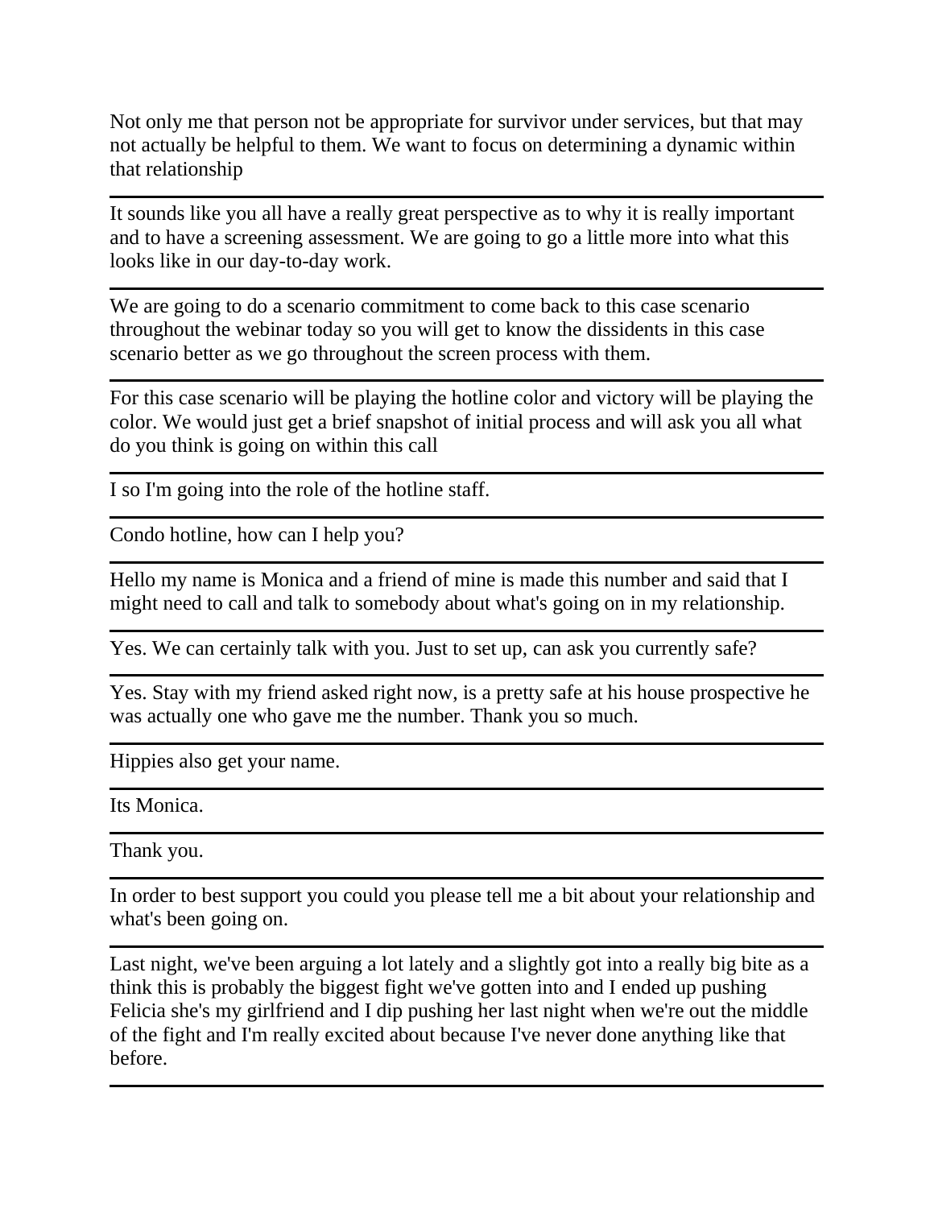Not only me that person not be appropriate for survivor under services, but that may not actually be helpful to them. We want to focus on determining a dynamic within that relationship

---

It sounds like you all have a really great perspective as to why it is really important and to have a screening assessment. We are going to go a little more into what this looks like in our day-to-day work.

---

We are going to do a scenario commitment to come back to this case scenario throughout the webinar today so you will get to know the dissidents in this case scenario better as we go throughout the screen process with them.

---

For this case scenario will be playing the hotline color and victory will be playing the color. We would just get a brief snapshot of initial process and will ask you all what do you think is going on within this call

---

I so I'm going into the role of the hotline staff.

---

Condo hotline, how can I help you?

---

Hello my name is Monica and a friend of mine is made this number and said that I might need to call and talk to somebody about what's going on in my relationship.

---

Yes. We can certainly talk with you. Just to set up, can ask you currently safe?

---

Yes. Stay with my friend asked right now, is a pretty safe at his house prospective he was actually one who gave me the number. Thank you so much.

---

Hippies also get your name.

---

Its Monica.

---

Thank you.

---

In order to best support you could you please tell me a bit about your relationship and what's been going on.

---

Last night, we've been arguing a lot lately and a slightly got into a really big bite as a think this is probably the biggest fight we've gotten into and I ended up pushing Felicia she's my girlfriend and I dip pushing her last night when we're out the middle of the fight and I'm really excited about because I've never done anything like that before.

---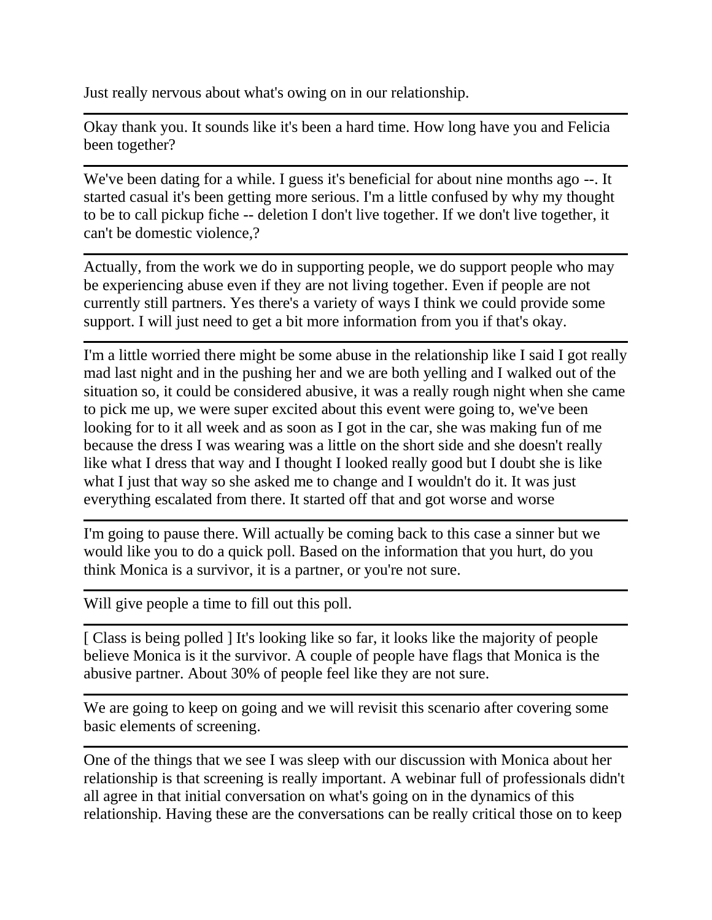Just really nervous about what's owing on in our relationship.

---

Okay thank you. It sounds like it's been a hard time. How long have you and Felicia been together?

---

We've been dating for a while. I guess it's beneficial for about nine months ago --. It started casual it's been getting more serious. I'm a little confused by why my thought to be to call pickup fiche -- deletion I don't live together. If we don't live together, it can't be domestic violence,?

---

Actually, from the work we do in supporting people, we do support people who may be experiencing abuse even if they are not living together. Even if people are not currently still partners. Yes there's a variety of ways I think we could provide some support. I will just need to get a bit more information from you if that's okay.

---

I'm a little worried there might be some abuse in the relationship like I said I got really mad last night and in the pushing her and we are both yelling and I walked out of the situation so, it could be considered abusive, it was a really rough night when she came to pick me up, we were super excited about this event were going to, we've been looking for to it all week and as soon as I got in the car, she was making fun of me because the dress I was wearing was a little on the short side and she doesn't really like what I dress that way and I thought I looked really good but I doubt she is like what I just that way so she asked me to change and I wouldn't do it. It was just everything escalated from there. It started off that and got worse and worse

---

I'm going to pause there. Will actually be coming back to this case a sinner but we would like you to do a quick poll. Based on the information that you hurt, do you think Monica is a survivor, it is a partner, or you're not sure.

---

Will give people a time to fill out this poll.

---

[ Class is being polled ] It's looking like so far, it looks like the majority of people believe Monica is it the survivor. A couple of people have flags that Monica is the abusive partner. About 30% of people feel like they are not sure.

---

We are going to keep on going and we will revisit this scenario after covering some basic elements of screening.

---

One of the things that we see I was sleep with our discussion with Monica about her relationship is that screening is really important. A webinar full of professionals didn't all agree in that initial conversation on what's going on in the dynamics of this relationship. Having these are the conversations can be really critical those on to keep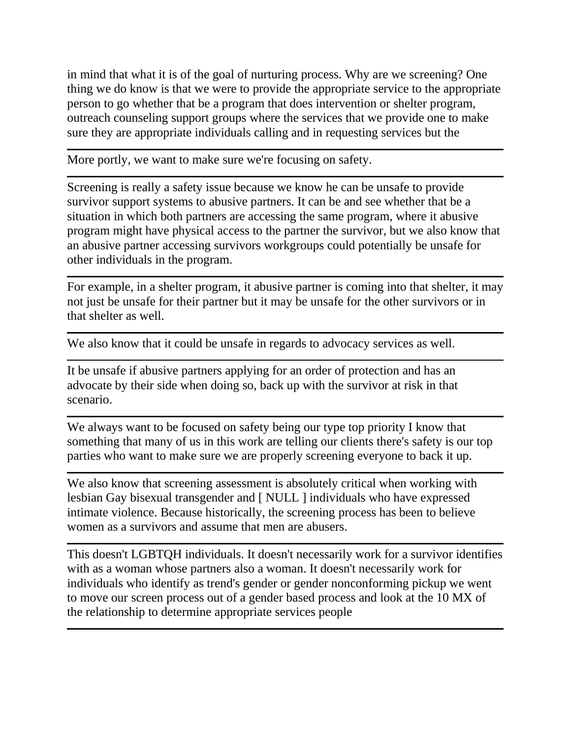in mind that what it is of the goal of nurturing process. Why are we screening? One thing we do know is that we were to provide the appropriate service to the appropriate person to go whether that be a program that does intervention or shelter program, outreach counseling support groups where the services that we provide one to make sure they are appropriate individuals calling and in requesting services but the

---

More portly, we want to make sure we're focusing on safety.

---

Screening is really a safety issue because we know he can be unsafe to provide survivor support systems to abusive partners. It can be and see whether that be a situation in which both partners are accessing the same program, where it abusive program might have physical access to the partner the survivor, but we also know that an abusive partner accessing survivors workgroups could potentially be unsafe for other individuals in the program.

---

For example, in a shelter program, it abusive partner is coming into that shelter, it may not just be unsafe for their partner but it may be unsafe for the other survivors or in that shelter as well.

---

We also know that it could be unsafe in regards to advocacy services as well.

---

It be unsafe if abusive partners applying for an order of protection and has an advocate by their side when doing so, back up with the survivor at risk in that scenario.

---

We always want to be focused on safety being our type top priority I know that something that many of us in this work are telling our clients there's safety is our top parties who want to make sure we are properly screening everyone to back it up.

---

We also know that screening assessment is absolutely critical when working with lesbian Gay bisexual transgender and [ NULL ] individuals who have expressed intimate violence. Because historically, the screening process has been to believe women as a survivors and assume that men are abusers.

---

This doesn't LGBTQH individuals. It doesn't necessarily work for a survivor identifies with as a woman whose partners also a woman. It doesn't necessarily work for individuals who identify as trend's gender or gender nonconforming pickup we went to move our screen process out of a gender based process and look at the 10 MX of the relationship to determine appropriate services people

---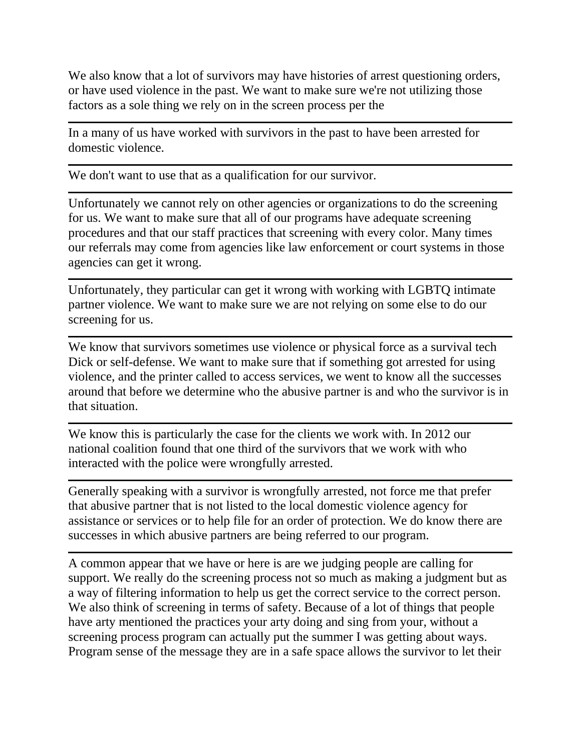We also know that a lot of survivors may have histories of arrest questioning orders, or have used violence in the past. We want to make sure we're not utilizing those factors as a sole thing we rely on in the screen process per the

---

In a many of us have worked with survivors in the past to have been arrested for domestic violence.

---

We don't want to use that as a qualification for our survivor.

---

Unfortunately we cannot rely on other agencies or organizations to do the screening for us. We want to make sure that all of our programs have adequate screening procedures and that our staff practices that screening with every color. Many times our referrals may come from agencies like law enforcement or court systems in those agencies can get it wrong.

---

Unfortunately, they particular can get it wrong with working with LGBTQ intimate partner violence. We want to make sure we are not relying on some else to do our screening for us.

---

We know that survivors sometimes use violence or physical force as a survival tech Dick or self-defense. We want to make sure that if something got arrested for using violence, and the printer called to access services, we went to know all the successes around that before we determine who the abusive partner is and who the survivor is in that situation.

---

We know this is particularly the case for the clients we work with. In 2012 our national coalition found that one third of the survivors that we work with who interacted with the police were wrongfully arrested.

---

Generally speaking with a survivor is wrongfully arrested, not force me that prefer that abusive partner that is not listed to the local domestic violence agency for assistance or services or to help file for an order of protection. We do know there are successes in which abusive partners are being referred to our program.

---

A common appear that we have or here is are we judging people are calling for support. We really do the screening process not so much as making a judgment but as a way of filtering information to help us get the correct service to the correct person. We also think of screening in terms of safety. Because of a lot of things that people have arty mentioned the practices your arty doing and sing from your, without a screening process program can actually put the summer I was getting about ways. Program sense of the message they are in a safe space allows the survivor to let their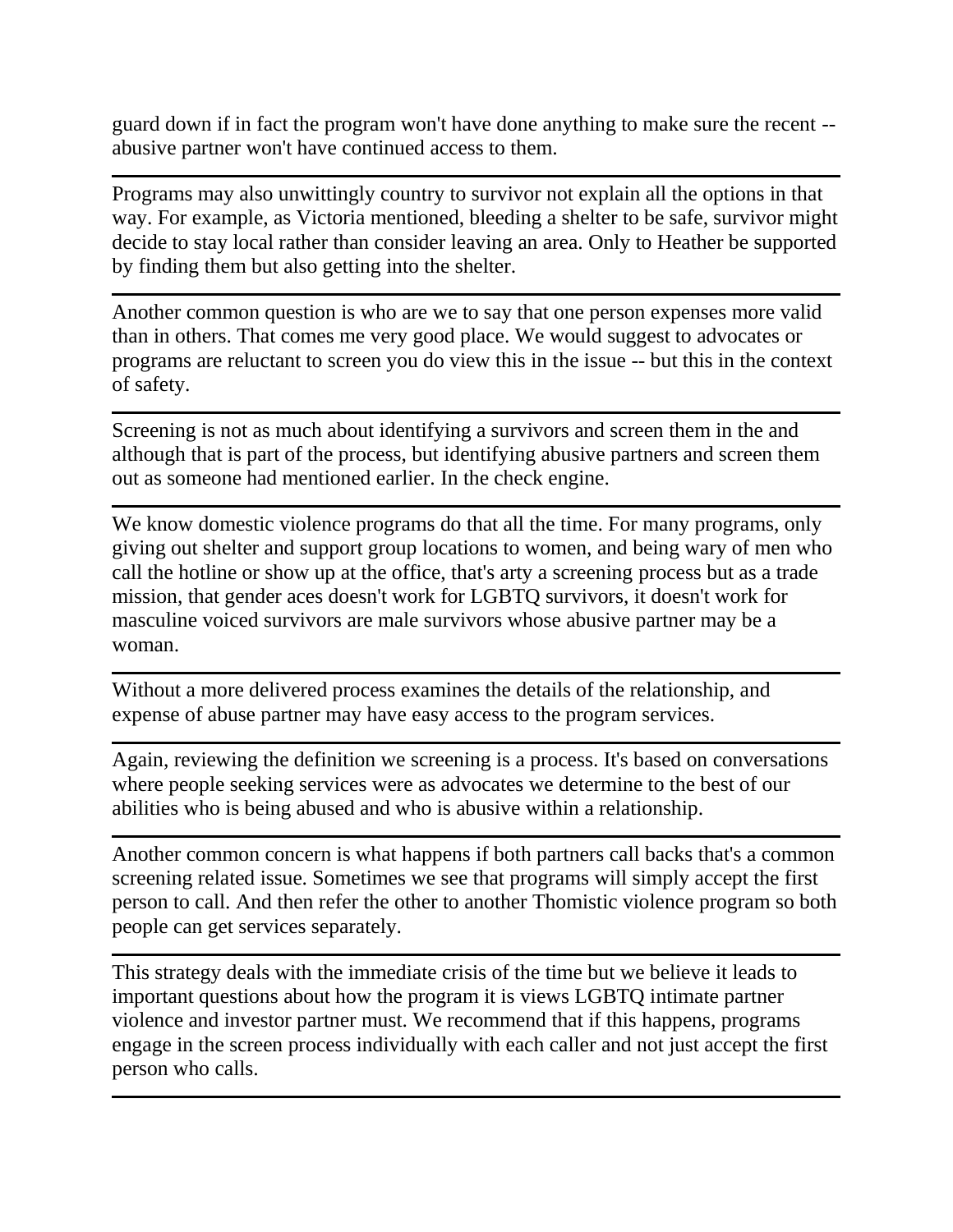guard down if in fact the program won't have done anything to make sure the recent -- abusive partner won't have continued access to them.

---

Programs may also unwittingly country to survivor not explain all the options in that way. For example, as Victoria mentioned, bleeding a shelter to be safe, survivor might decide to stay local rather than consider leaving an area. Only to Heather be supported by finding them but also getting into the shelter.

---

Another common question is who are we to say that one person expenses more valid than in others. That comes me very good place. We would suggest to advocates or programs are reluctant to screen you do view this in the issue -- but this in the context of safety.

---

Screening is not as much about identifying a survivors and screen them in the and although that is part of the process, but identifying abusive partners and screen them out as someone had mentioned earlier. In the check engine.

---

We know domestic violence programs do that all the time. For many programs, only giving out shelter and support group locations to women, and being wary of men who call the hotline or show up at the office, that's arty a screening process but as a trade mission, that gender aces doesn't work for LGBTQ survivors, it doesn't work for masculine voiced survivors are male survivors whose abusive partner may be a woman.

---

Without a more delivered process examines the details of the relationship, and expense of abuse partner may have easy access to the program services.

---

Again, reviewing the definition we screening is a process. It's based on conversations where people seeking services were as advocates we determine to the best of our abilities who is being abused and who is abusive within a relationship.

---

Another common concern is what happens if both partners call backs that's a common screening related issue. Sometimes we see that programs will simply accept the first person to call. And then refer the other to another Thomistic violence program so both people can get services separately.

---

This strategy deals with the immediate crisis of the time but we believe it leads to important questions about how the program it is views LGBTQ intimate partner violence and investor partner must. We recommend that if this happens, programs engage in the screen process individually with each caller and not just accept the first person who calls.

---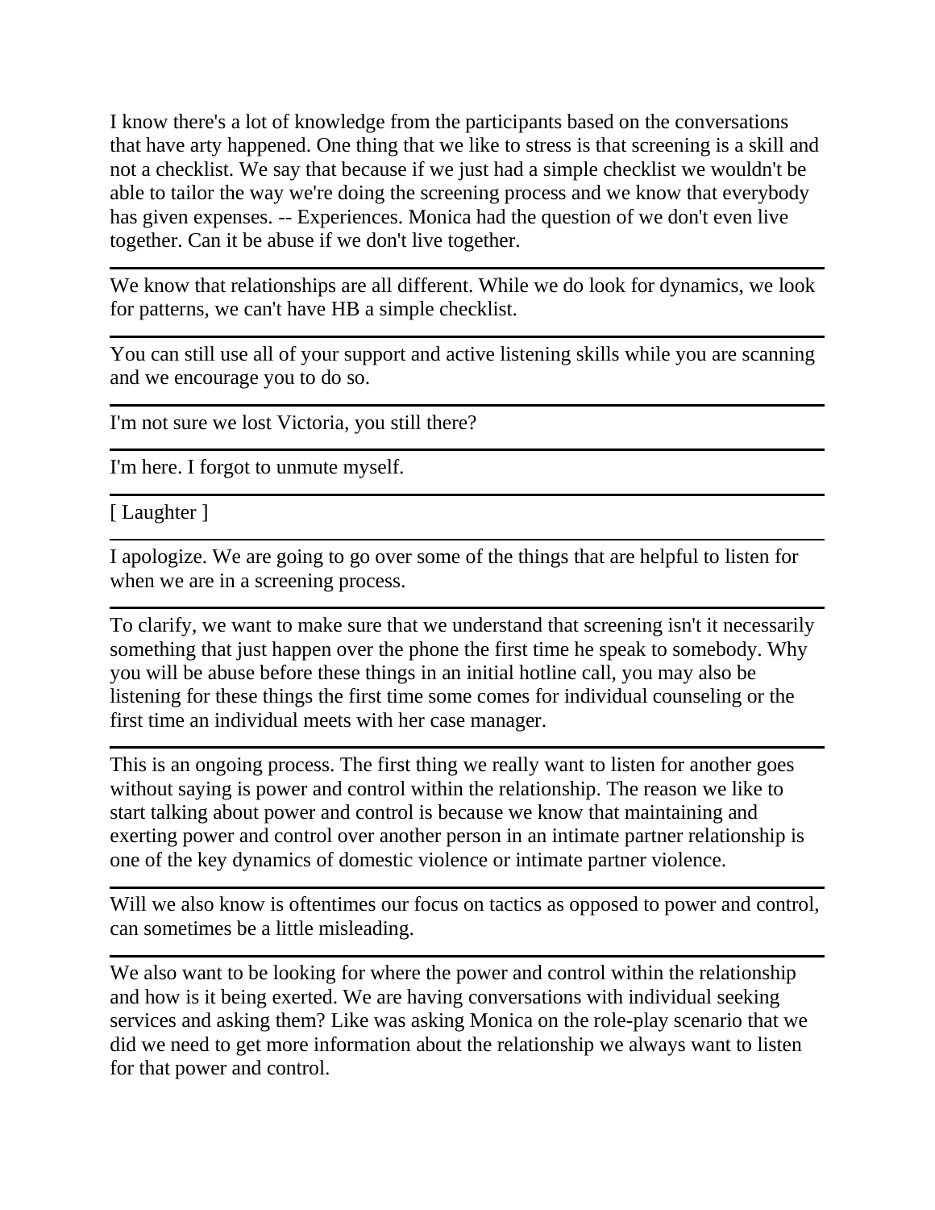I know there's a lot of knowledge from the participants based on the conversations that have arty happened. One thing that we like to stress is that screening is a skill and not a checklist. We say that because if we just had a simple checklist we wouldn't be able to tailor the way we're doing the screening process and we know that everybody has given expenses. -- Experiences. Monica had the question of we don't even live together. Can it be abuse if we don't live together.

---

We know that relationships are all different. While we do look for dynamics, we look for patterns, we can't have HB a simple checklist.

---

You can still use all of your support and active listening skills while you are scanning and we encourage you to do so.

---

I'm not sure we lost Victoria, you still there?

---

I'm here. I forgot to unmute myself.

---

[ Laughter ]

---

I apologize. We are going to go over some of the things that are helpful to listen for when we are in a screening process.

---

To clarify, we want to make sure that we understand that screening isn't it necessarily something that just happen over the phone the first time he speak to somebody. Why you will be abuse before these things in an initial hotline call, you may also be listening for these things the first time some comes for individual counseling or the first time an individual meets with her case manager.

---

This is an ongoing process. The first thing we really want to listen for another goes without saying is power and control within the relationship. The reason we like to start talking about power and control is because we know that maintaining and exerting power and control over another person in an intimate partner relationship is one of the key dynamics of domestic violence or intimate partner violence.

---

Will we also know is oftentimes our focus on tactics as opposed to power and control, can sometimes be a little misleading.

---

We also want to be looking for where the power and control within the relationship and how is it being exerted. We are having conversations with individual seeking services and asking them? Like was asking Monica on the role-play scenario that we did we need to get more information about the relationship we always want to listen for that power and control.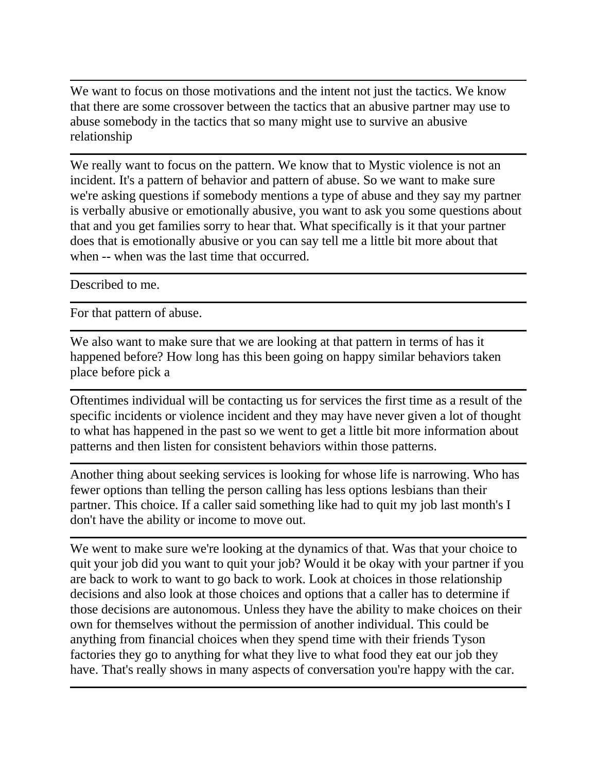We want to focus on those motivations and the intent not just the tactics. We know that there are some crossover between the tactics that an abusive partner may use to abuse somebody in the tactics that so many might use to survive an abusive relationship

---

We really want to focus on the pattern. We know that to Mystic violence is not an incident. It's a pattern of behavior and pattern of abuse. So we want to make sure we're asking questions if somebody mentions a type of abuse and they say my partner is verbally abusive or emotionally abusive, you want to ask you some questions about that and you get families sorry to hear that. What specifically is it that your partner does that is emotionally abusive or you can say tell me a little bit more about that when -- when was the last time that occurred.

---

Described to me.

---

For that pattern of abuse.

---

We also want to make sure that we are looking at that pattern in terms of has it happened before? How long has this been going on happy similar behaviors taken place before pick a

---

Oftentimes individual will be contacting us for services the first time as a result of the specific incidents or violence incident and they may have never given a lot of thought to what has happened in the past so we went to get a little bit more information about patterns and then listen for consistent behaviors within those patterns.

---

Another thing about seeking services is looking for whose life is narrowing. Who has fewer options than telling the person calling has less options lesbians than their partner. This choice. If a caller said something like had to quit my job last month's I don't have the ability or income to move out.

---

We went to make sure we're looking at the dynamics of that. Was that your choice to quit your job did you want to quit your job? Would it be okay with your partner if you are back to work to want to go back to work. Look at choices in those relationship decisions and also look at those choices and options that a caller has to determine if those decisions are autonomous. Unless they have the ability to make choices on their own for themselves without the permission of another individual. This could be anything from financial choices when they spend time with their friends Tyson factories they go to anything for what they live to what food they eat our job they have. That's really shows in many aspects of conversation you're happy with the car.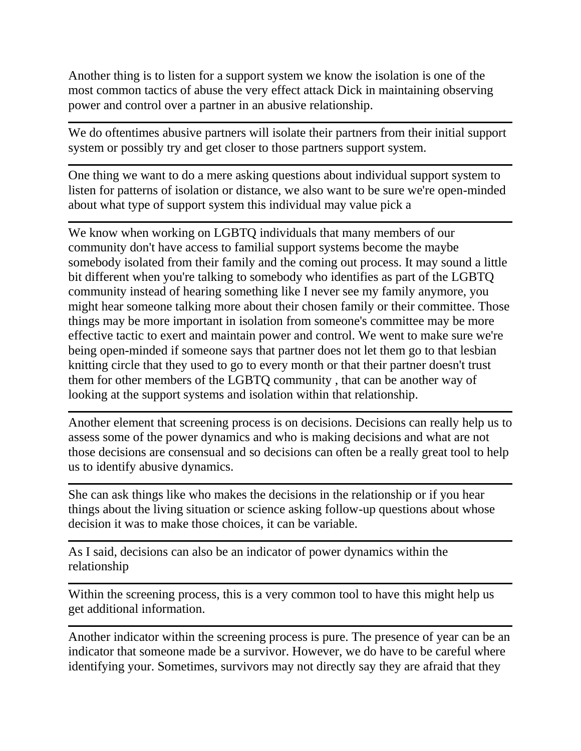Another thing is to listen for a support system we know the isolation is one of the most common tactics of abuse the very effect attack Dick in maintaining observing power and control over a partner in an abusive relationship.

---

We do oftentimes abusive partners will isolate their partners from their initial support system or possibly try and get closer to those partners support system.

---

One thing we want to do a mere asking questions about individual support system to listen for patterns of isolation or distance, we also want to be sure we're open-minded about what type of support system this individual may value pick a

---

We know when working on LGBTQ individuals that many members of our community don't have access to familial support systems become the maybe somebody isolated from their family and the coming out process. It may sound a little bit different when you're talking to somebody who identifies as part of the LGBTQ community instead of hearing something like I never see my family anymore, you might hear someone talking more about their chosen family or their committee. Those things may be more important in isolation from someone's committee may be more effective tactic to exert and maintain power and control. We went to make sure we're being open-minded if someone says that partner does not let them go to that lesbian knitting circle that they used to go to every month or that their partner doesn't trust them for other members of the LGBTQ community , that can be another way of looking at the support systems and isolation within that relationship.

---

Another element that screening process is on decisions. Decisions can really help us to assess some of the power dynamics and who is making decisions and what are not those decisions are consensual and so decisions can often be a really great tool to help us to identify abusive dynamics.

---

She can ask things like who makes the decisions in the relationship or if you hear things about the living situation or science asking follow-up questions about whose decision it was to make those choices, it can be variable.

---

As I said, decisions can also be an indicator of power dynamics within the relationship

---

Within the screening process, this is a very common tool to have this might help us get additional information.

---

Another indicator within the screening process is pure. The presence of year can be an indicator that someone made be a survivor. However, we do have to be careful where identifying your. Sometimes, survivors may not directly say they are afraid that they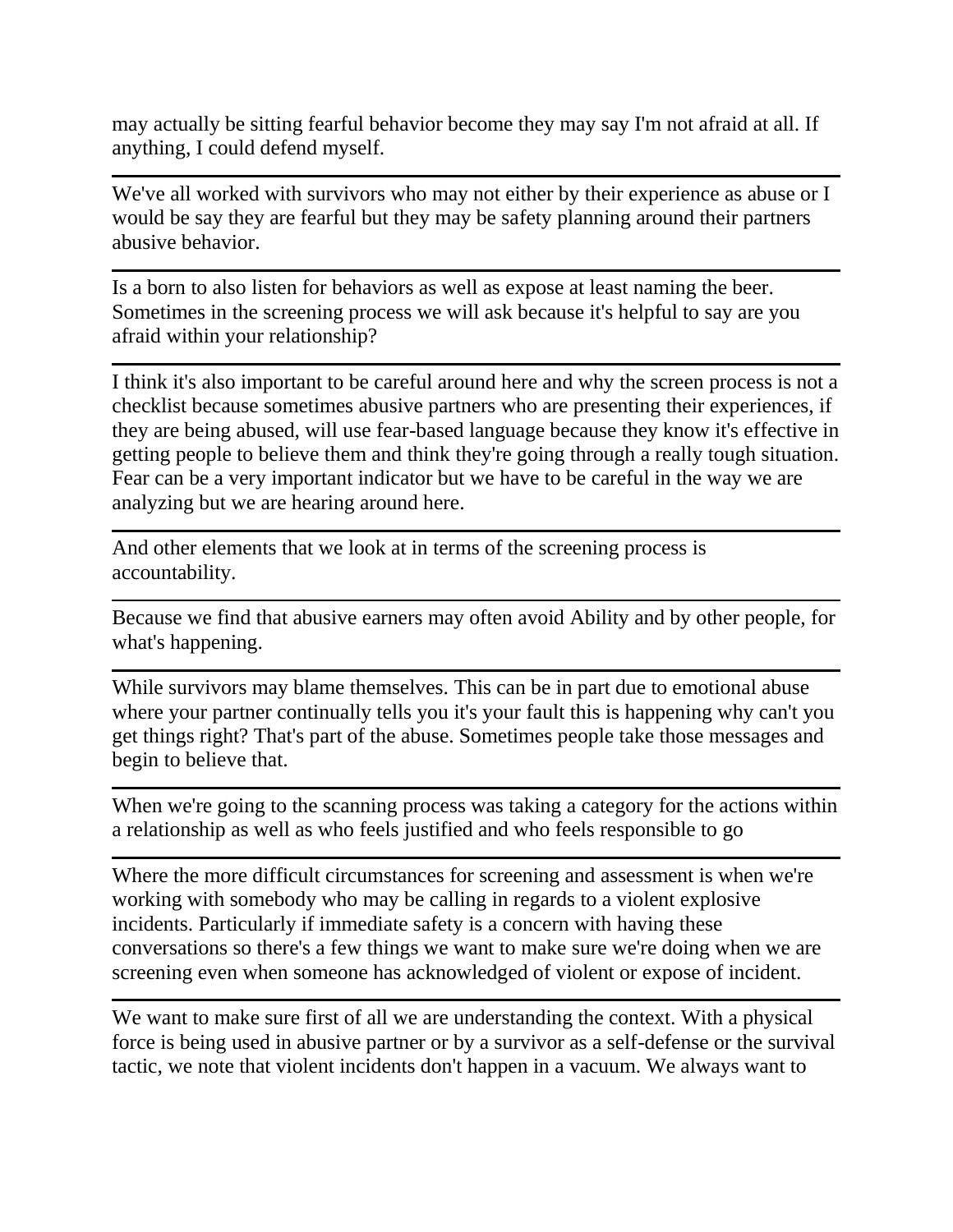may actually be sitting fearful behavior become they may say I'm not afraid at all. If anything, I could defend myself.

---

We've all worked with survivors who may not either by their experience as abuse or I would be say they are fearful but they may be safety planning around their partners abusive behavior.

---

Is a born to also listen for behaviors as well as expose at least naming the beer. Sometimes in the screening process we will ask because it's helpful to say are you afraid within your relationship?

---

I think it's also important to be careful around here and why the screen process is not a checklist because sometimes abusive partners who are presenting their experiences, if they are being abused, will use fear-based language because they know it's effective in getting people to believe them and think they're going through a really tough situation. Fear can be a very important indicator but we have to be careful in the way we are analyzing but we are hearing around here.

---

And other elements that we look at in terms of the screening process is accountability.

---

Because we find that abusive earners may often avoid Ability and by other people, for what's happening.

---

While survivors may blame themselves. This can be in part due to emotional abuse where your partner continually tells you it's your fault this is happening why can't you get things right? That's part of the abuse. Sometimes people take those messages and begin to believe that.

---

When we're going to the scanning process was taking a category for the actions within a relationship as well as who feels justified and who feels responsible to go

---

Where the more difficult circumstances for screening and assessment is when we're working with somebody who may be calling in regards to a violent explosive incidents. Particularly if immediate safety is a concern with having these conversations so there's a few things we want to make sure we're doing when we are screening even when someone has acknowledged of violent or expose of incident.

---

We want to make sure first of all we are understanding the context. With a physical force is being used in abusive partner or by a survivor as a self-defense or the survival tactic, we note that violent incidents don't happen in a vacuum. We always want to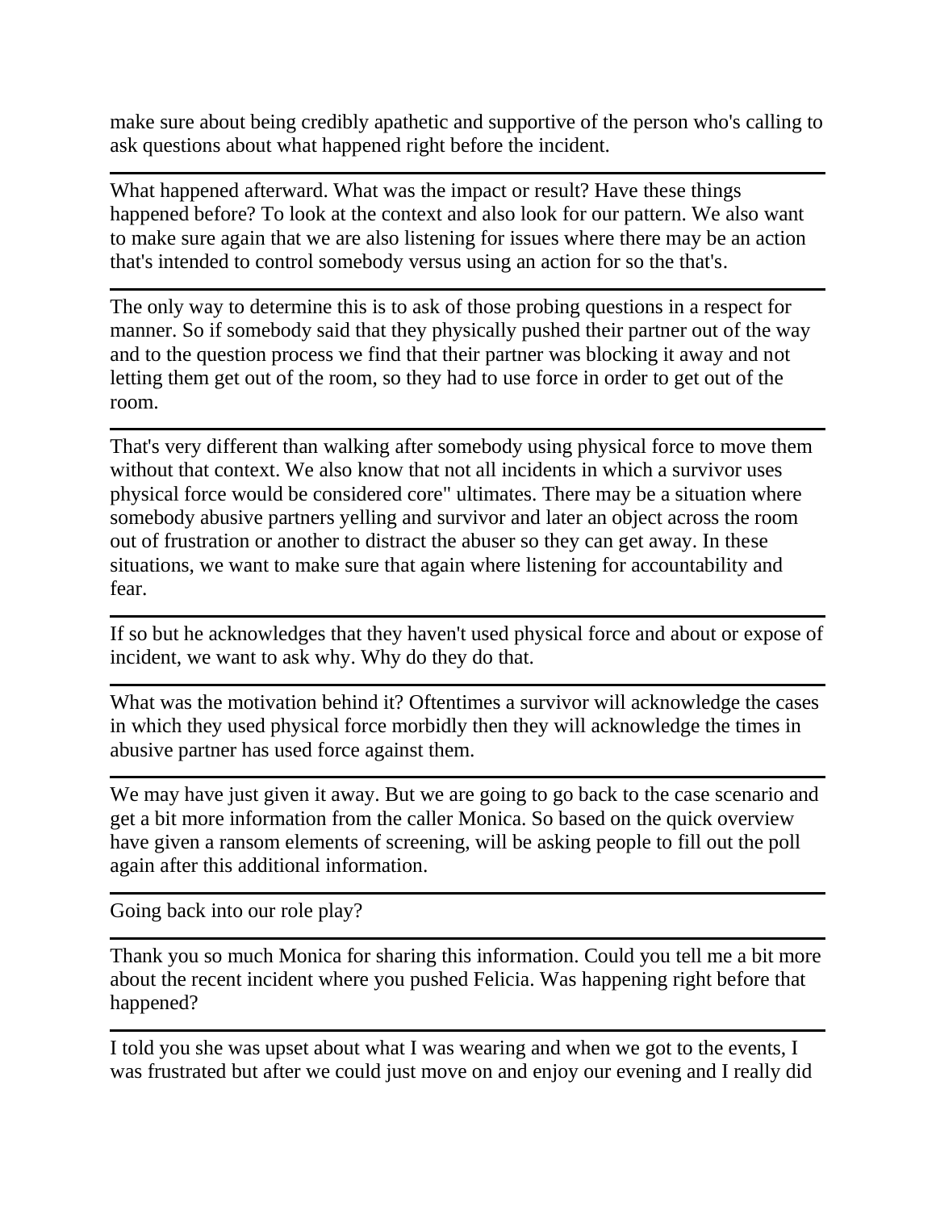make sure about being credibly apathetic and supportive of the person who's calling to ask questions about what happened right before the incident.

---

What happened afterward. What was the impact or result? Have these things happened before? To look at the context and also look for our pattern. We also want to make sure again that we are also listening for issues where there may be an action that's intended to control somebody versus using an action for so the that's.

---

The only way to determine this is to ask of those probing questions in a respect for manner. So if somebody said that they physically pushed their partner out of the way and to the question process we find that their partner was blocking it away and not letting them get out of the room, so they had to use force in order to get out of the room.

---

That's very different than walking after somebody using physical force to move them without that context. We also know that not all incidents in which a survivor uses physical force would be considered core" ultimates. There may be a situation where somebody abusive partners yelling and survivor and later an object across the room out of frustration or another to distract the abuser so they can get away. In these situations, we want to make sure that again where listening for accountability and fear.

---

If so but he acknowledges that they haven't used physical force and about or expose of incident, we want to ask why. Why do they do that.

---

What was the motivation behind it? Oftentimes a survivor will acknowledge the cases in which they used physical force morbidly then they will acknowledge the times in abusive partner has used force against them.

---

We may have just given it away. But we are going to go back to the case scenario and get a bit more information from the caller Monica. So based on the quick overview have given a ransom elements of screening, will be asking people to fill out the poll again after this additional information.

---

Going back into our role play?

---

Thank you so much Monica for sharing this information. Could you tell me a bit more about the recent incident where you pushed Felicia. Was happening right before that happened?

---

I told you she was upset about what I was wearing and when we got to the events, I was frustrated but after we could just move on and enjoy our evening and I really did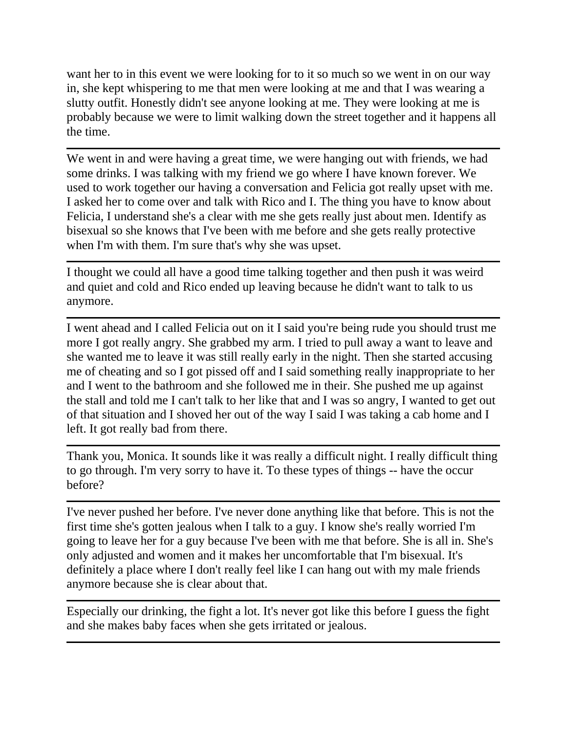want her to in this event we were looking for to it so much so we went in on our way in, she kept whispering to me that men were looking at me and that I was wearing a slutty outfit. Honestly didn't see anyone looking at me. They were looking at me is probably because we were to limit walking down the street together and it happens all the time.

---

We went in and were having a great time, we were hanging out with friends, we had some drinks. I was talking with my friend we go where I have known forever. We used to work together our having a conversation and Felicia got really upset with me. I asked her to come over and talk with Rico and I. The thing you have to know about Felicia, I understand she's a clear with me she gets really just about men. Identify as bisexual so she knows that I've been with me before and she gets really protective when I'm with them. I'm sure that's why she was upset.

---

I thought we could all have a good time talking together and then push it was weird and quiet and cold and Rico ended up leaving because he didn't want to talk to us anymore.

---

I went ahead and I called Felicia out on it I said you're being rude you should trust me more I got really angry. She grabbed my arm. I tried to pull away a want to leave and she wanted me to leave it was still really early in the night. Then she started accusing me of cheating and so I got pissed off and I said something really inappropriate to her and I went to the bathroom and she followed me in their. She pushed me up against the stall and told me I can't talk to her like that and I was so angry, I wanted to get out of that situation and I shoved her out of the way I said I was taking a cab home and I left. It got really bad from there.

---

Thank you, Monica. It sounds like it was really a difficult night. I really difficult thing to go through. I'm very sorry to have it. To these types of things -- have the occur before?

---

I've never pushed her before. I've never done anything like that before. This is not the first time she's gotten jealous when I talk to a guy. I know she's really worried I'm going to leave her for a guy because I've been with me that before. She is all in. She's only adjusted and women and it makes her uncomfortable that I'm bisexual. It's definitely a place where I don't really feel like I can hang out with my male friends anymore because she is clear about that.

---

Especially our drinking, the fight a lot. It's never got like this before I guess the fight and she makes baby faces when she gets irritated or jealous.

---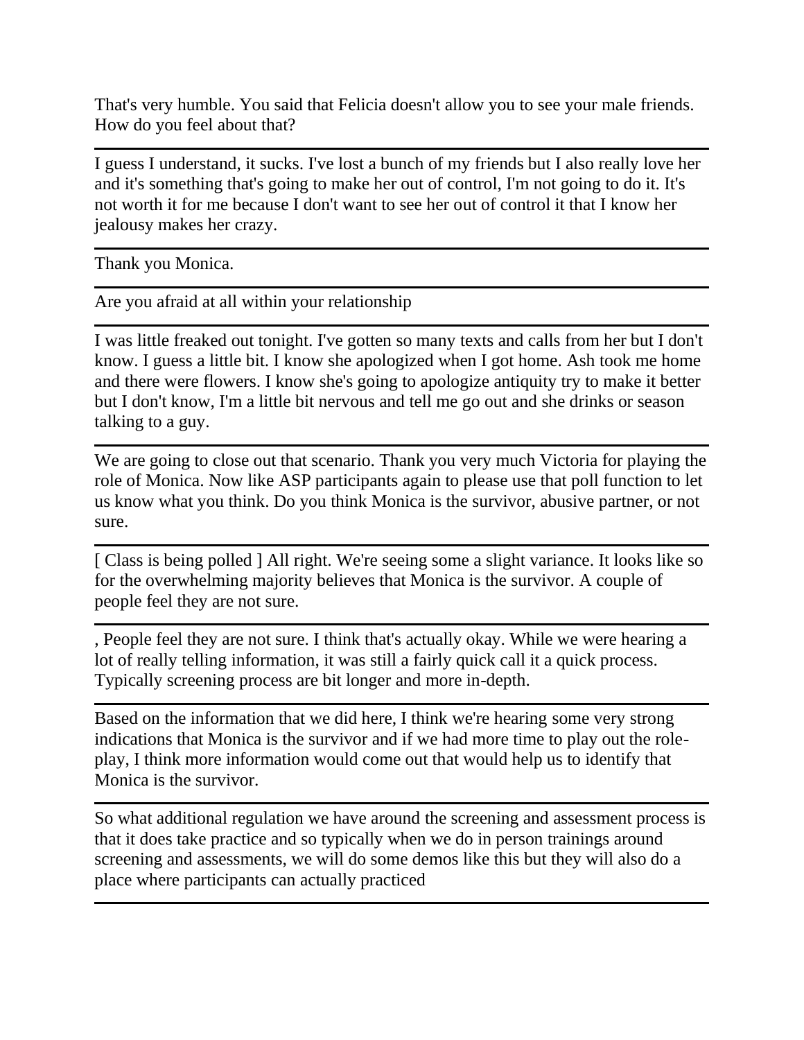That's very humble. You said that Felicia doesn't allow you to see your male friends. How do you feel about that?

---

I guess I understand, it sucks. I've lost a bunch of my friends but I also really love her and it's something that's going to make her out of control, I'm not going to do it. It's not worth it for me because I don't want to see her out of control it that I know her jealousy makes her crazy.

---

Thank you Monica.

---

Are you afraid at all within your relationship

---

I was little freaked out tonight. I've gotten so many texts and calls from her but I don't know. I guess a little bit. I know she apologized when I got home. Ash took me home and there were flowers. I know she's going to apologize antiquity try to make it better but I don't know, I'm a little bit nervous and tell me go out and she drinks or season talking to a guy.

---

We are going to close out that scenario. Thank you very much Victoria for playing the role of Monica. Now like ASP participants again to please use that poll function to let us know what you think. Do you think Monica is the survivor, abusive partner, or not sure.

---

[ Class is being polled ] All right. We're seeing some a slight variance. It looks like so for the overwhelming majority believes that Monica is the survivor. A couple of people feel they are not sure.

---

, People feel they are not sure. I think that's actually okay. While we were hearing a lot of really telling information, it was still a fairly quick call it a quick process. Typically screening process are bit longer and more in-depth.

---

Based on the information that we did here, I think we're hearing some very strong indications that Monica is the survivor and if we had more time to play out the role-play, I think more information would come out that would help us to identify that Monica is the survivor.

---

So what additional regulation we have around the screening and assessment process is that it does take practice and so typically when we do in person trainings around screening and assessments, we will do some demos like this but they will also do a place where participants can actually practiced

---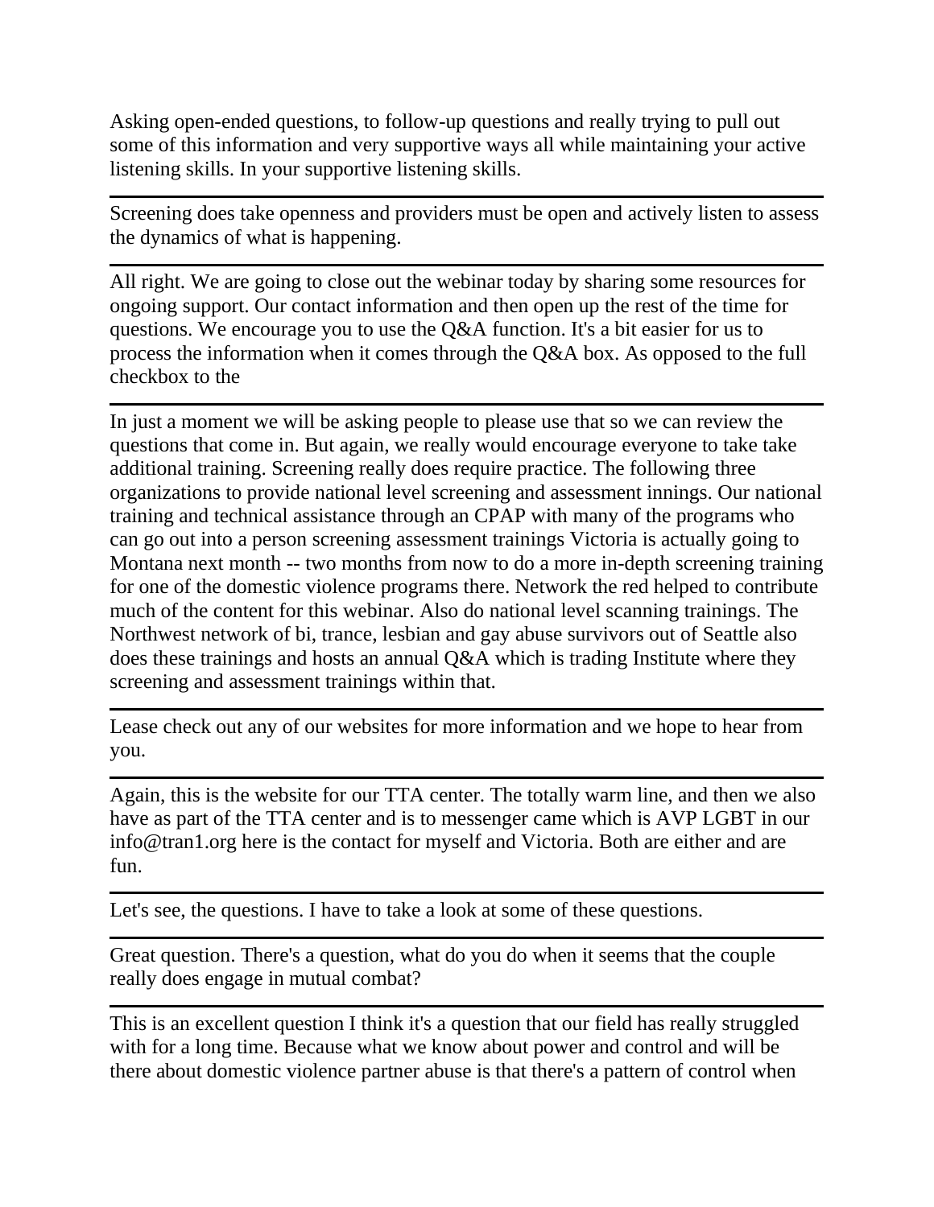Asking open-ended questions, to follow-up questions and really trying to pull out some of this information and very supportive ways all while maintaining your active listening skills. In your supportive listening skills.

---

Screening does take openness and providers must be open and actively listen to assess the dynamics of what is happening.

---

All right. We are going to close out the webinar today by sharing some resources for ongoing support. Our contact information and then open up the rest of the time for questions. We encourage you to use the Q&A function. It's a bit easier for us to process the information when it comes through the Q&A box. As opposed to the full checkbox to the

---

In just a moment we will be asking people to please use that so we can review the questions that come in. But again, we really would encourage everyone to take take additional training. Screening really does require practice. The following three organizations to provide national level screening and assessment innings. Our national training and technical assistance through an CPAP with many of the programs who can go out into a person screening assessment trainings Victoria is actually going to Montana next month -- two months from now to do a more in-depth screening training for one of the domestic violence programs there. Network the red helped to contribute much of the content for this webinar. Also do national level scanning trainings. The Northwest network of bi, trance, lesbian and gay abuse survivors out of Seattle also does these trainings and hosts an annual Q&A which is trading Institute where they screening and assessment trainings within that.

---

Lease check out any of our websites for more information and we hope to hear from you.

---

Again, this is the website for our TTA center. The totally warm line, and then we also have as part of the TTA center and is to messenger came which is AVP LGBT in our info@tran1.org here is the contact for myself and Victoria. Both are either and are fun.

---

Let's see, the questions. I have to take a look at some of these questions.

---

Great question. There's a question, what do you do when it seems that the couple really does engage in mutual combat?

---

This is an excellent question I think it's a question that our field has really struggled with for a long time. Because what we know about power and control and will be there about domestic violence partner abuse is that there's a pattern of control when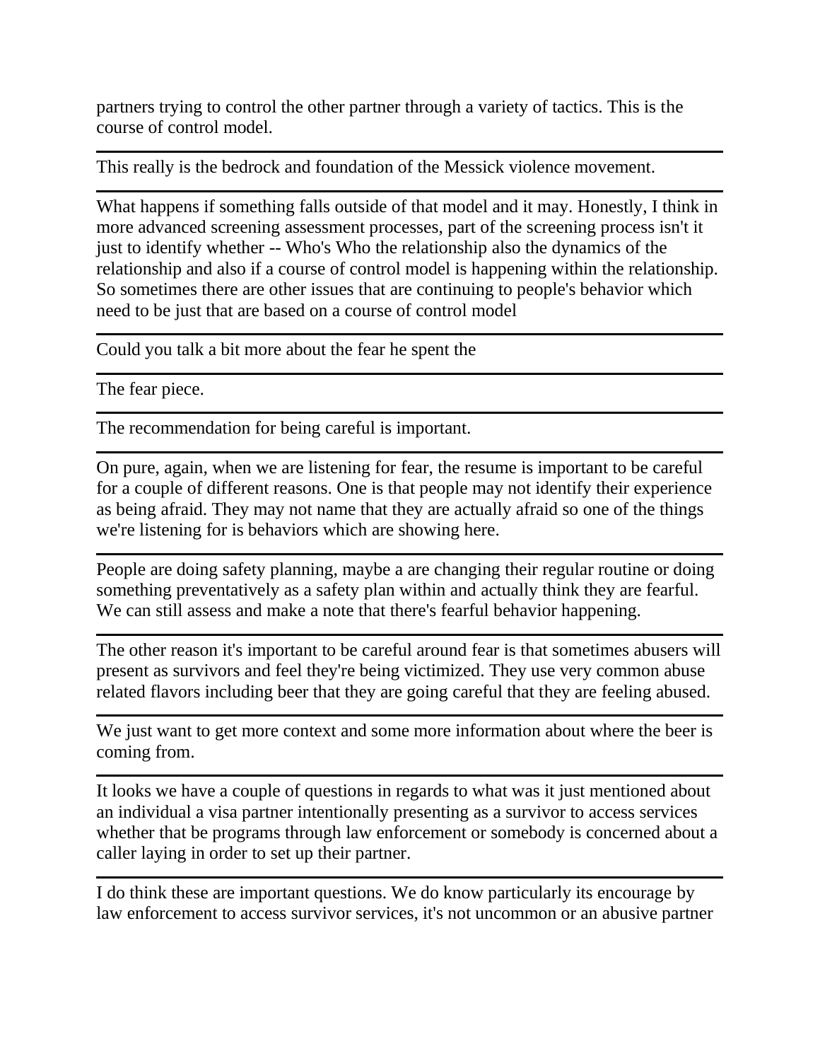partners trying to control the other partner through a variety of tactics. This is the course of control model.

---

This really is the bedrock and foundation of the Messick violence movement.

---

What happens if something falls outside of that model and it may. Honestly, I think in more advanced screening assessment processes, part of the screening process isn't it just to identify whether -- Who's Who the relationship also the dynamics of the relationship and also if a course of control model is happening within the relationship. So sometimes there are other issues that are continuing to people's behavior which need to be just that are based on a course of control model

---

Could you talk a bit more about the fear he spent the

---

The fear piece.

---

The recommendation for being careful is important.

---

On pure, again, when we are listening for fear, the resume is important to be careful for a couple of different reasons. One is that people may not identify their experience as being afraid. They may not name that they are actually afraid so one of the things we're listening for is behaviors which are showing here.

---

People are doing safety planning, maybe a are changing their regular routine or doing something preventatively as a safety plan within and actually think they are fearful. We can still assess and make a note that there's fearful behavior happening.

---

The other reason it's important to be careful around fear is that sometimes abusers will present as survivors and feel they're being victimized. They use very common abuse related flavors including beer that they are going careful that they are feeling abused.

---

We just want to get more context and some more information about where the beer is coming from.

---

It looks we have a couple of questions in regards to what was it just mentioned about an individual a visa partner intentionally presenting as a survivor to access services whether that be programs through law enforcement or somebody is concerned about a caller laying in order to set up their partner.

---

I do think these are important questions. We do know particularly its encourage by law enforcement to access survivor services, it's not uncommon or an abusive partner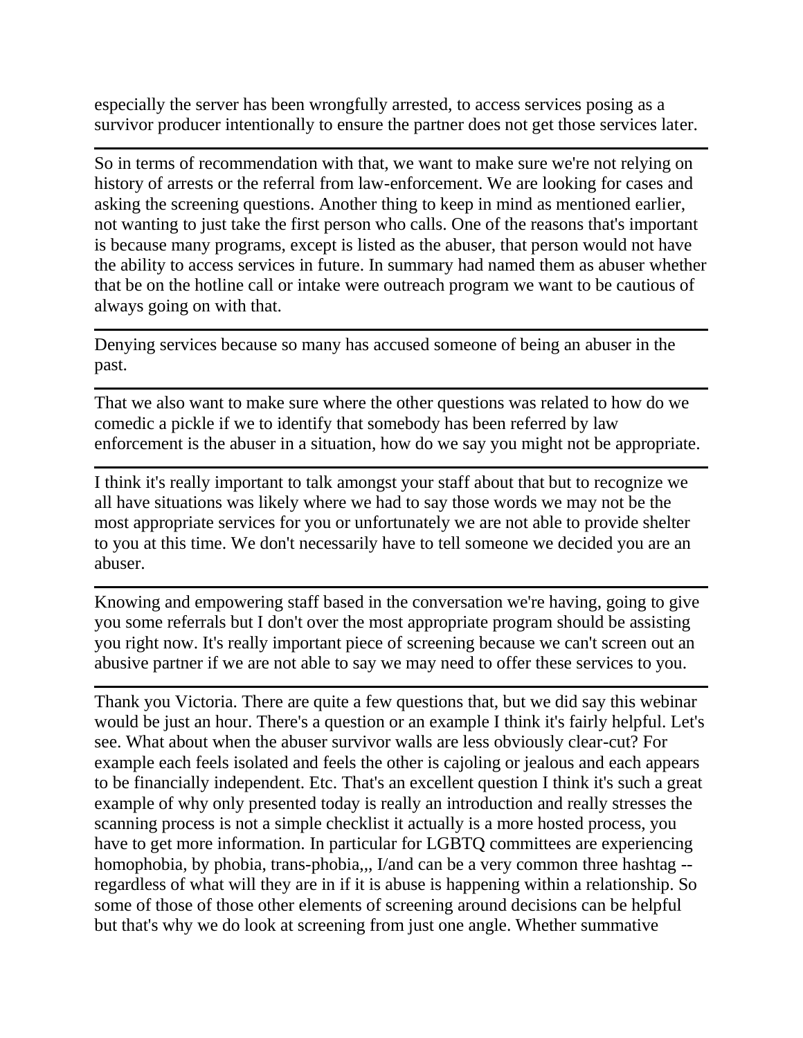especially the server has been wrongfully arrested, to access services posing as a survivor producer intentionally to ensure the partner does not get those services later.

---

So in terms of recommendation with that, we want to make sure we're not relying on history of arrests or the referral from law-enforcement. We are looking for cases and asking the screening questions. Another thing to keep in mind as mentioned earlier, not wanting to just take the first person who calls. One of the reasons that's important is because many programs, except is listed as the abuser, that person would not have the ability to access services in future. In summary had named them as abuser whether that be on the hotline call or intake were outreach program we want to be cautious of always going on with that.

---

Denying services because so many has accused someone of being an abuser in the past.

---

That we also want to make sure where the other questions was related to how do we comedic a pickle if we to identify that somebody has been referred by law enforcement is the abuser in a situation, how do we say you might not be appropriate.

---

I think it's really important to talk amongst your staff about that but to recognize we all have situations was likely where we had to say those words we may not be the most appropriate services for you or unfortunately we are not able to provide shelter to you at this time. We don't necessarily have to tell someone we decided you are an abuser.

---

Knowing and empowering staff based in the conversation we're having, going to give you some referrals but I don't over the most appropriate program should be assisting you right now. It's really important piece of screening because we can't screen out an abusive partner if we are not able to say we may need to offer these services to you.

---

Thank you Victoria. There are quite a few questions that, but we did say this webinar would be just an hour. There's a question or an example I think it's fairly helpful. Let's see. What about when the abuser survivor walls are less obviously clear-cut? For example each feels isolated and feels the other is cajoling or jealous and each appears to be financially independent. Etc. That's an excellent question I think it's such a great example of why only presented today is really an introduction and really stresses the scanning process is not a simple checklist it actually is a more hosted process, you have to get more information. In particular for LGBTQ committees are experiencing homophobia, by phobia, trans-phobia,,, I/and can be a very common three hashtag -- regardless of what will they are in if it is abuse is happening within a relationship. So some of those of those other elements of screening around decisions can be helpful but that's why we do look at screening from just one angle. Whether summative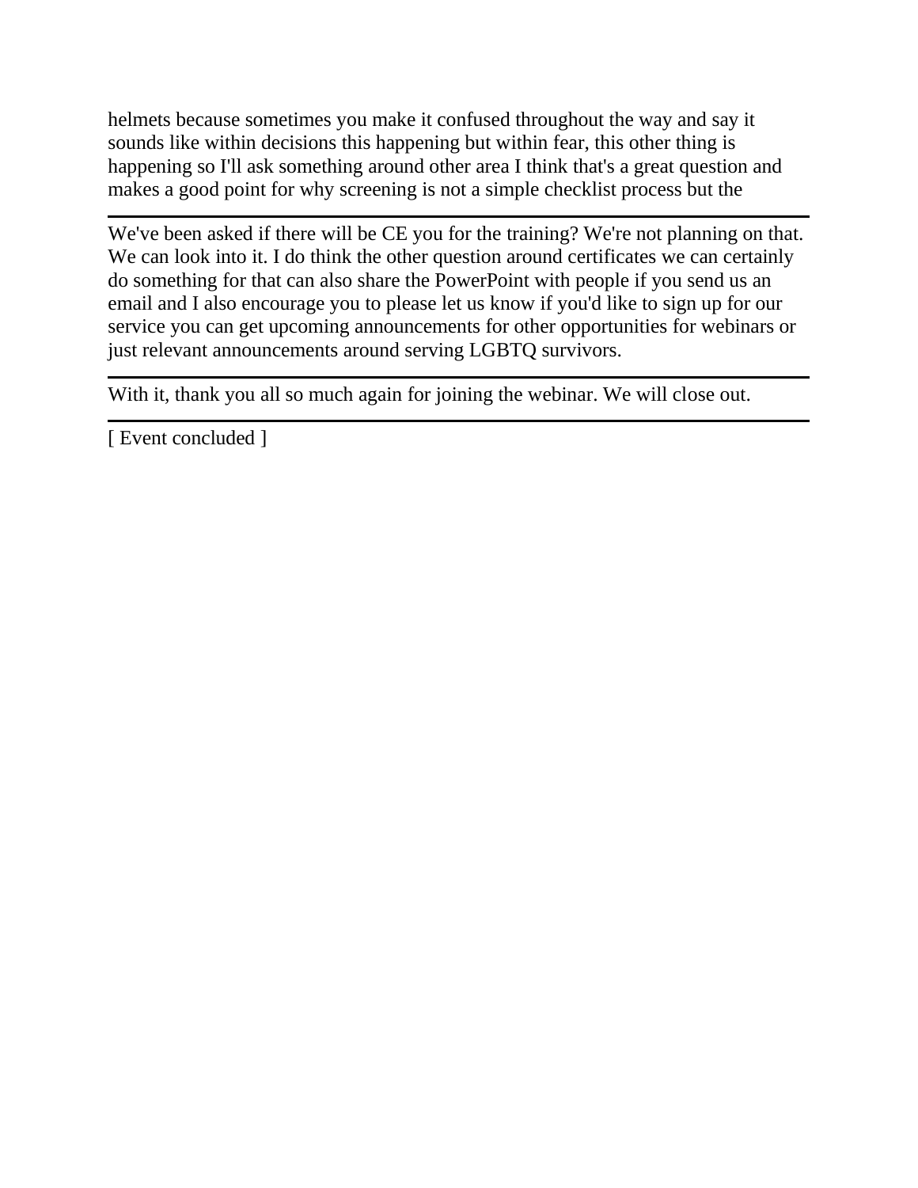helmets because sometimes you make it confused throughout the way and say it sounds like within decisions this happening but within fear, this other thing is happening so I'll ask something around other area I think that's a great question and makes a good point for why screening is not a simple checklist process but the

---

We've been asked if there will be CE you for the training? We're not planning on that. We can look into it. I do think the other question around certificates we can certainly do something for that can also share the PowerPoint with people if you send us an email and I also encourage you to please let us know if you'd like to sign up for our service you can get upcoming announcements for other opportunities for webinars or just relevant announcements around serving LGBTQ survivors.

---

With it, thank you all so much again for joining the webinar. We will close out.

---

[ Event concluded ]